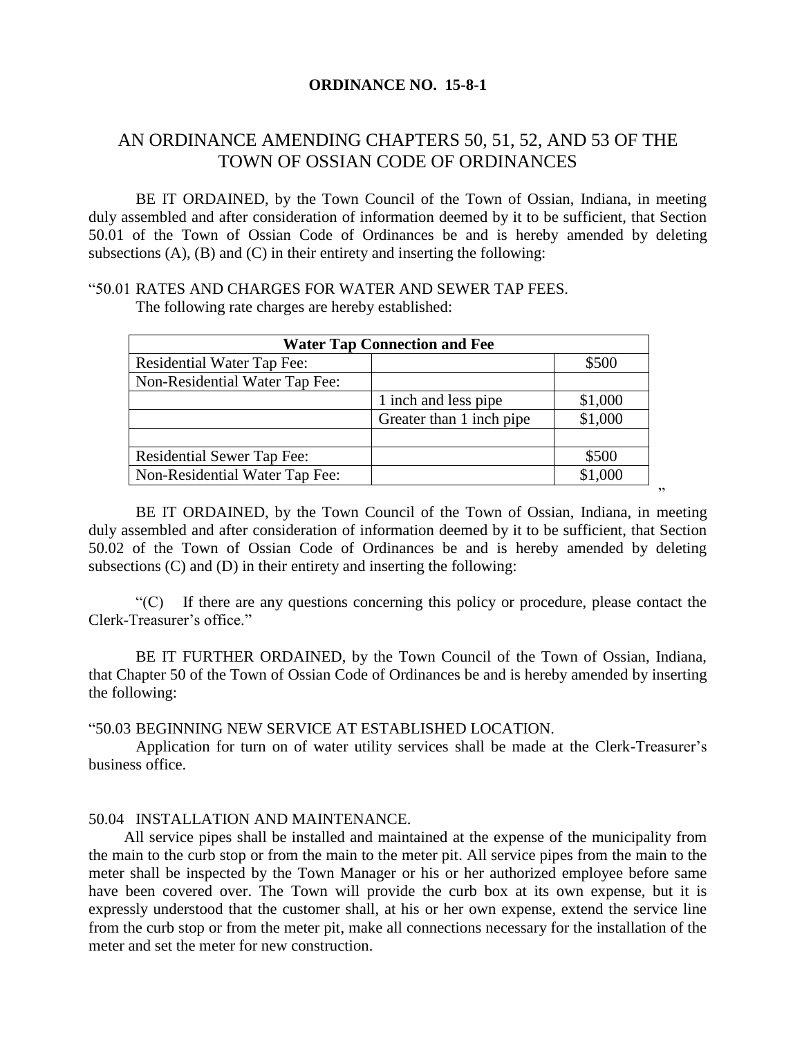**ORDINANCE NO. 15-8-1**

# AN ORDINANCE AMENDING CHAPTERS 50, 51, 52, AND 53 OF THE TOWN OF OSSIAN CODE OF ORDINANCES

BE IT ORDAINED, by the Town Council of the Town of Ossian, Indiana, in meeting duly assembled and after consideration of information deemed by it to be sufficient, that Section 50.01 of the Town of Ossian Code of Ordinances be and is hereby amended by deleting subsections (A), (B) and (C) in their entirety and inserting the following:

"50.01 RATES AND CHARGES FOR WATER AND SEWER TAP FEES.

The following rate charges are hereby established:

| **Water Tap Connection and Fee** | | |
|---|---|---|
| Residential Water Tap Fee: | | $500 |
| Non-Residential Water Tap Fee: | | |
| | 1 inch and less pipe | $1,000 |
| | Greater than 1 inch pipe | $1,000 |
| | | |
| Residential Sewer Tap Fee: | | $500 |
| Non-Residential Water Tap Fee: | | $1,000 |

"

BE IT ORDAINED, by the Town Council of the Town of Ossian, Indiana, in meeting duly assembled and after consideration of information deemed by it to be sufficient, that Section 50.02 of the Town of Ossian Code of Ordinances be and is hereby amended by deleting subsections (C) and (D) in their entirety and inserting the following:

"(C) If there are any questions concerning this policy or procedure, please contact the Clerk-Treasurer's office."

BE IT FURTHER ORDAINED, by the Town Council of the Town of Ossian, Indiana, that Chapter 50 of the Town of Ossian Code of Ordinances be and is hereby amended by inserting the following:

"50.03 BEGINNING NEW SERVICE AT ESTABLISHED LOCATION.

Application for turn on of water utility services shall be made at the Clerk-Treasurer's business office.

50.04 INSTALLATION AND MAINTENANCE.

All service pipes shall be installed and maintained at the expense of the municipality from the main to the curb stop or from the main to the meter pit. All service pipes from the main to the meter shall be inspected by the Town Manager or his or her authorized employee before same have been covered over. The Town will provide the curb box at its own expense, but it is expressly understood that the customer shall, at his or her own expense, extend the service line from the curb stop or from the meter pit, make all connections necessary for the installation of the meter and set the meter for new construction.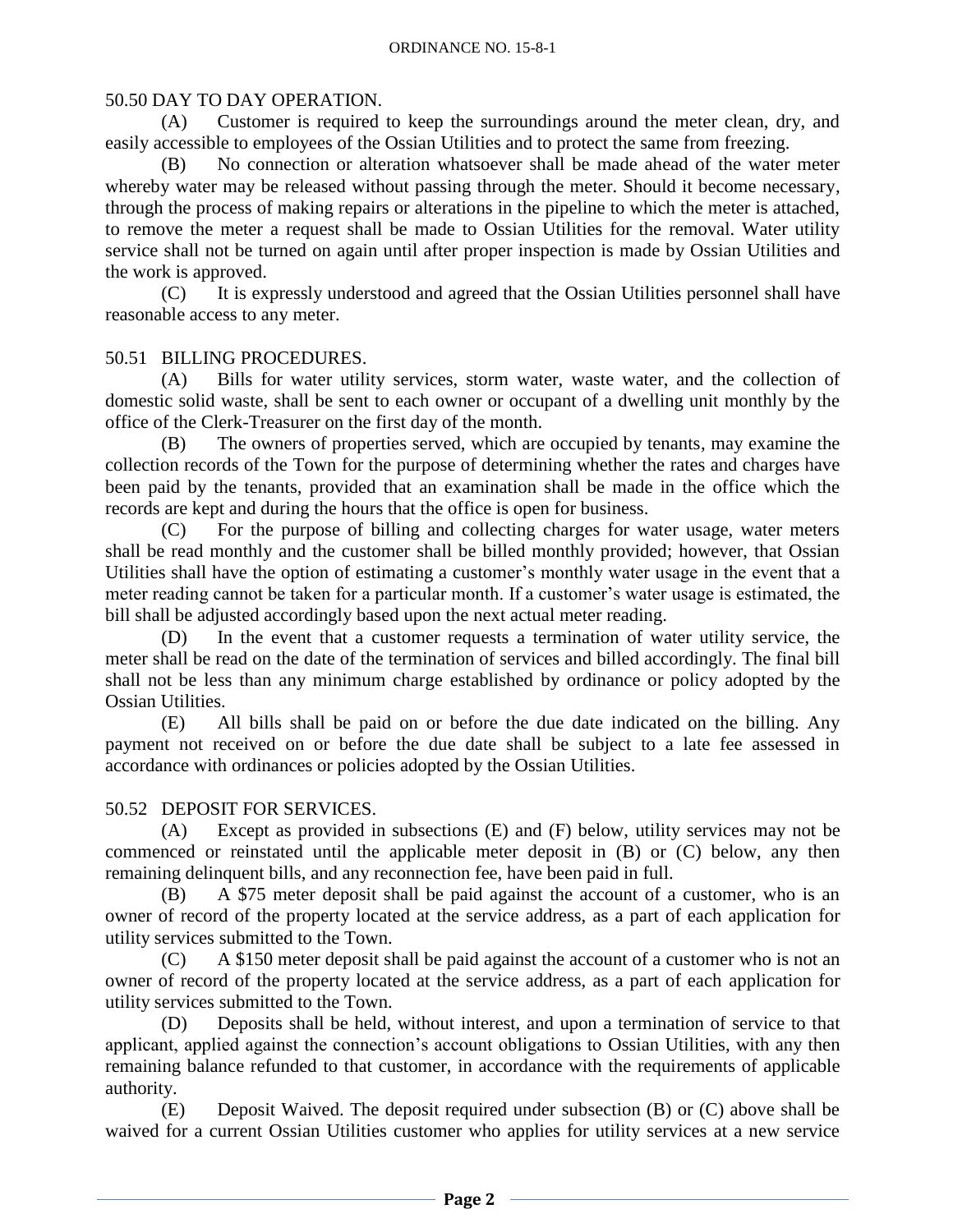## 50.50 DAY TO DAY OPERATION.

(A) Customer is required to keep the surroundings around the meter clean, dry, and easily accessible to employees of the Ossian Utilities and to protect the same from freezing.

(B) No connection or alteration whatsoever shall be made ahead of the water meter whereby water may be released without passing through the meter. Should it become necessary, through the process of making repairs or alterations in the pipeline to which the meter is attached, to remove the meter a request shall be made to Ossian Utilities for the removal. Water utility service shall not be turned on again until after proper inspection is made by Ossian Utilities and the work is approved.

(C) It is expressly understood and agreed that the Ossian Utilities personnel shall have reasonable access to any meter.

## 50.51 BILLING PROCEDURES.

(A) Bills for water utility services, storm water, waste water, and the collection of domestic solid waste, shall be sent to each owner or occupant of a dwelling unit monthly by the office of the Clerk-Treasurer on the first day of the month.

(B) The owners of properties served, which are occupied by tenants, may examine the collection records of the Town for the purpose of determining whether the rates and charges have been paid by the tenants, provided that an examination shall be made in the office which the records are kept and during the hours that the office is open for business.

(C) For the purpose of billing and collecting charges for water usage, water meters shall be read monthly and the customer shall be billed monthly provided; however, that Ossian Utilities shall have the option of estimating a customer's monthly water usage in the event that a meter reading cannot be taken for a particular month. If a customer's water usage is estimated, the bill shall be adjusted accordingly based upon the next actual meter reading.

(D) In the event that a customer requests a termination of water utility service, the meter shall be read on the date of the termination of services and billed accordingly. The final bill shall not be less than any minimum charge established by ordinance or policy adopted by the Ossian Utilities.

(E) All bills shall be paid on or before the due date indicated on the billing. Any payment not received on or before the due date shall be subject to a late fee assessed in accordance with ordinances or policies adopted by the Ossian Utilities.

## 50.52 DEPOSIT FOR SERVICES.

(A) Except as provided in subsections (E) and (F) below, utility services may not be commenced or reinstated until the applicable meter deposit in (B) or (C) below, any then remaining delinquent bills, and any reconnection fee, have been paid in full.

(B) A $75 meter deposit shall be paid against the account of a customer, who is an owner of record of the property located at the service address, as a part of each application for utility services submitted to the Town.

(C) A $150 meter deposit shall be paid against the account of a customer who is not an owner of record of the property located at the service address, as a part of each application for utility services submitted to the Town.

(D) Deposits shall be held, without interest, and upon a termination of service to that applicant, applied against the connection's account obligations to Ossian Utilities, with any then remaining balance refunded to that customer, in accordance with the requirements of applicable authority.

(E) Deposit Waived. The deposit required under subsection (B) or (C) above shall be waived for a current Ossian Utilities customer who applies for utility services at a new service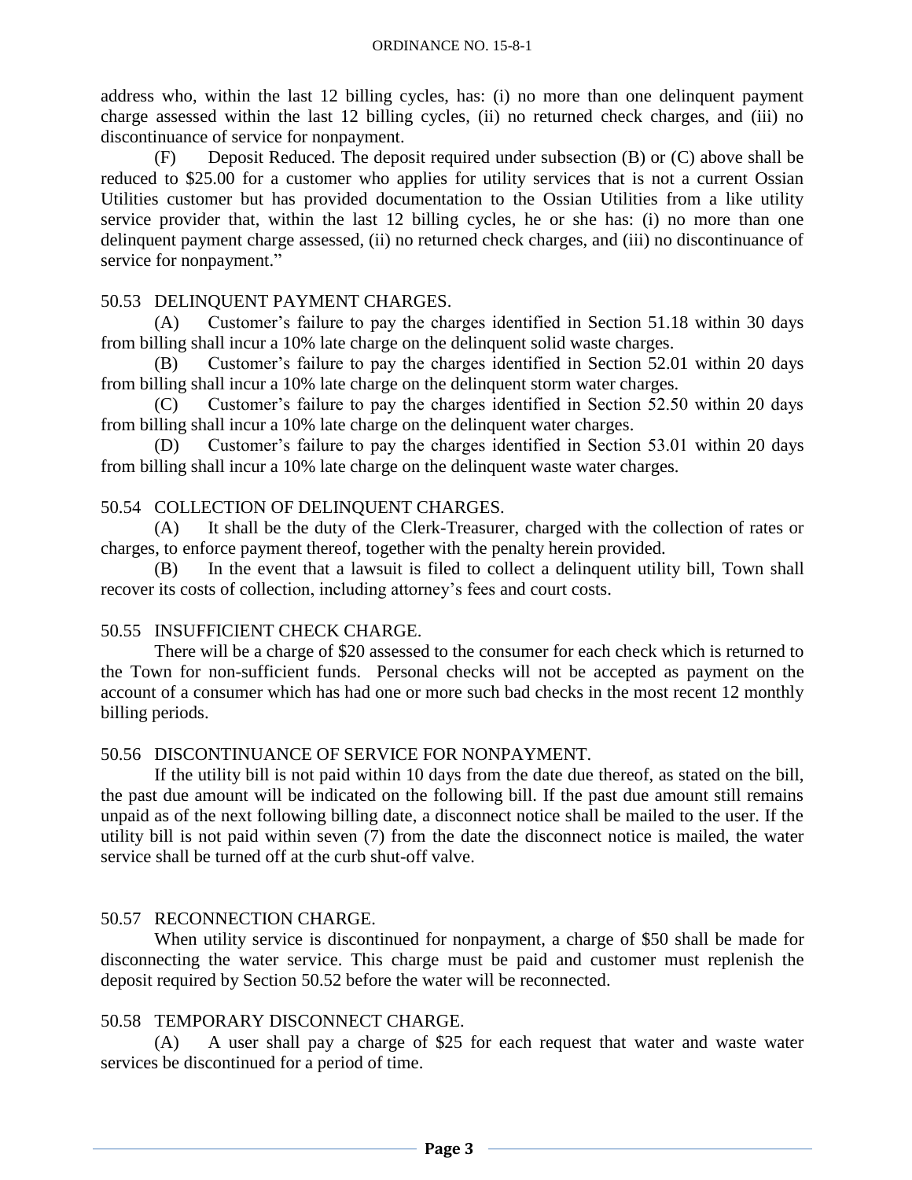address who, within the last 12 billing cycles, has: (i) no more than one delinquent payment charge assessed within the last 12 billing cycles, (ii) no returned check charges, and (iii) no discontinuance of service for nonpayment.

(F) Deposit Reduced. The deposit required under subsection (B) or (C) above shall be reduced to $25.00 for a customer who applies for utility services that is not a current Ossian Utilities customer but has provided documentation to the Ossian Utilities from a like utility service provider that, within the last 12 billing cycles, he or she has: (i) no more than one delinquent payment charge assessed, (ii) no returned check charges, and (iii) no discontinuance of service for nonpayment."

50.53 DELINQUENT PAYMENT CHARGES.

(A) Customer's failure to pay the charges identified in Section 51.18 within 30 days from billing shall incur a 10% late charge on the delinquent solid waste charges.

(B) Customer's failure to pay the charges identified in Section 52.01 within 20 days from billing shall incur a 10% late charge on the delinquent storm water charges.

(C) Customer's failure to pay the charges identified in Section 52.50 within 20 days from billing shall incur a 10% late charge on the delinquent water charges.

(D) Customer's failure to pay the charges identified in Section 53.01 within 20 days from billing shall incur a 10% late charge on the delinquent waste water charges.

50.54 COLLECTION OF DELINQUENT CHARGES.

(A) It shall be the duty of the Clerk-Treasurer, charged with the collection of rates or charges, to enforce payment thereof, together with the penalty herein provided.

(B) In the event that a lawsuit is filed to collect a delinquent utility bill, Town shall recover its costs of collection, including attorney's fees and court costs.

50.55 INSUFFICIENT CHECK CHARGE.

There will be a charge of $20 assessed to the consumer for each check which is returned to the Town for non-sufficient funds. Personal checks will not be accepted as payment on the account of a consumer which has had one or more such bad checks in the most recent 12 monthly billing periods.

50.56 DISCONTINUANCE OF SERVICE FOR NONPAYMENT.

If the utility bill is not paid within 10 days from the date due thereof, as stated on the bill, the past due amount will be indicated on the following bill. If the past due amount still remains unpaid as of the next following billing date, a disconnect notice shall be mailed to the user. If the utility bill is not paid within seven (7) from the date the disconnect notice is mailed, the water service shall be turned off at the curb shut-off valve.

50.57 RECONNECTION CHARGE.

When utility service is discontinued for nonpayment, a charge of $50 shall be made for disconnecting the water service. This charge must be paid and customer must replenish the deposit required by Section 50.52 before the water will be reconnected.

50.58 TEMPORARY DISCONNECT CHARGE.

(A) A user shall pay a charge of $25 for each request that water and waste water services be discontinued for a period of time.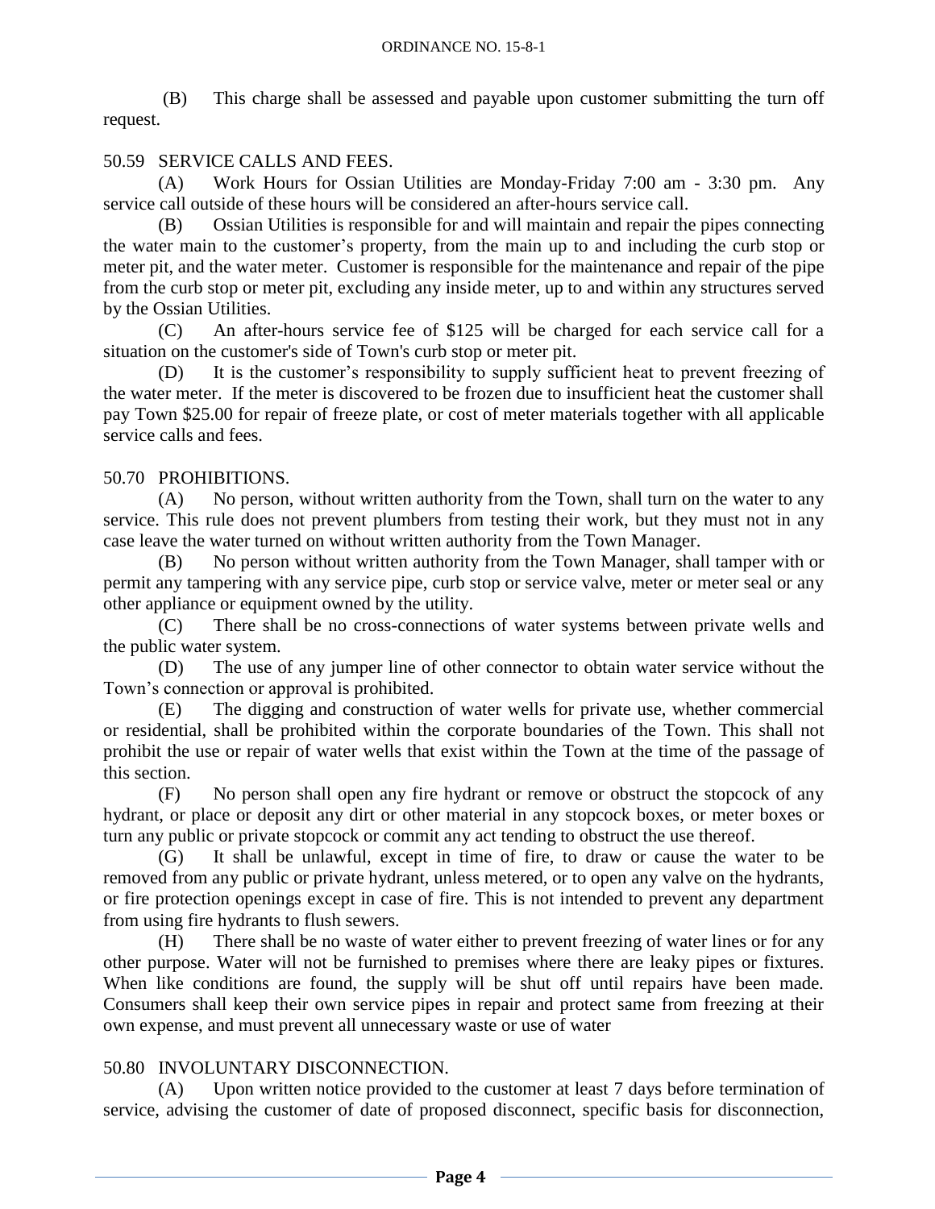(B) This charge shall be assessed and payable upon customer submitting the turn off request.

## 50.59 SERVICE CALLS AND FEES.

(A) Work Hours for Ossian Utilities are Monday-Friday 7:00 am - 3:30 pm. Any service call outside of these hours will be considered an after-hours service call.

(B) Ossian Utilities is responsible for and will maintain and repair the pipes connecting the water main to the customer's property, from the main up to and including the curb stop or meter pit, and the water meter. Customer is responsible for the maintenance and repair of the pipe from the curb stop or meter pit, excluding any inside meter, up to and within any structures served by the Ossian Utilities.

(C) An after-hours service fee of $125 will be charged for each service call for a situation on the customer's side of Town's curb stop or meter pit.

(D) It is the customer's responsibility to supply sufficient heat to prevent freezing of the water meter. If the meter is discovered to be frozen due to insufficient heat the customer shall pay Town $25.00 for repair of freeze plate, or cost of meter materials together with all applicable service calls and fees.

## 50.70 PROHIBITIONS.

(A) No person, without written authority from the Town, shall turn on the water to any service. This rule does not prevent plumbers from testing their work, but they must not in any case leave the water turned on without written authority from the Town Manager.

(B) No person without written authority from the Town Manager, shall tamper with or permit any tampering with any service pipe, curb stop or service valve, meter or meter seal or any other appliance or equipment owned by the utility.

(C) There shall be no cross-connections of water systems between private wells and the public water system.

(D) The use of any jumper line of other connector to obtain water service without the Town's connection or approval is prohibited.

(E) The digging and construction of water wells for private use, whether commercial or residential, shall be prohibited within the corporate boundaries of the Town. This shall not prohibit the use or repair of water wells that exist within the Town at the time of the passage of this section.

(F) No person shall open any fire hydrant or remove or obstruct the stopcock of any hydrant, or place or deposit any dirt or other material in any stopcock boxes, or meter boxes or turn any public or private stopcock or commit any act tending to obstruct the use thereof.

(G) It shall be unlawful, except in time of fire, to draw or cause the water to be removed from any public or private hydrant, unless metered, or to open any valve on the hydrants, or fire protection openings except in case of fire. This is not intended to prevent any department from using fire hydrants to flush sewers.

(H) There shall be no waste of water either to prevent freezing of water lines or for any other purpose. Water will not be furnished to premises where there are leaky pipes or fixtures. When like conditions are found, the supply will be shut off until repairs have been made. Consumers shall keep their own service pipes in repair and protect same from freezing at their own expense, and must prevent all unnecessary waste or use of water

## 50.80 INVOLUNTARY DISCONNECTION.

(A) Upon written notice provided to the customer at least 7 days before termination of service, advising the customer of date of proposed disconnect, specific basis for disconnection,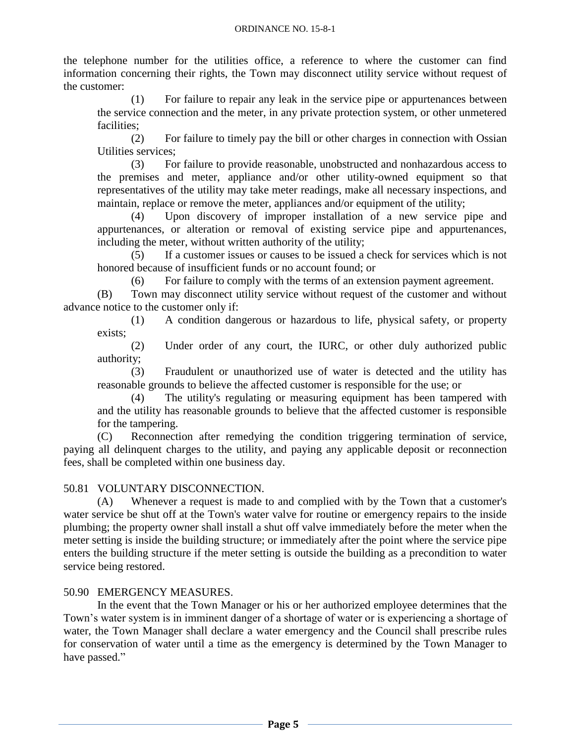the telephone number for the utilities office, a reference to where the customer can find information concerning their rights, the Town may disconnect utility service without request of the customer:

(1) For failure to repair any leak in the service pipe or appurtenances between the service connection and the meter, in any private protection system, or other unmetered facilities;

(2) For failure to timely pay the bill or other charges in connection with Ossian Utilities services;

(3) For failure to provide reasonable, unobstructed and nonhazardous access to the premises and meter, appliance and/or other utility-owned equipment so that representatives of the utility may take meter readings, make all necessary inspections, and maintain, replace or remove the meter, appliances and/or equipment of the utility;

(4) Upon discovery of improper installation of a new service pipe and appurtenances, or alteration or removal of existing service pipe and appurtenances, including the meter, without written authority of the utility;

(5) If a customer issues or causes to be issued a check for services which is not honored because of insufficient funds or no account found; or

(6) For failure to comply with the terms of an extension payment agreement.

(B) Town may disconnect utility service without request of the customer and without advance notice to the customer only if:

(1) A condition dangerous or hazardous to life, physical safety, or property exists;

(2) Under order of any court, the IURC, or other duly authorized public authority;

(3) Fraudulent or unauthorized use of water is detected and the utility has reasonable grounds to believe the affected customer is responsible for the use; or

(4) The utility's regulating or measuring equipment has been tampered with and the utility has reasonable grounds to believe that the affected customer is responsible for the tampering.

(C) Reconnection after remedying the condition triggering termination of service, paying all delinquent charges to the utility, and paying any applicable deposit or reconnection fees, shall be completed within one business day.

50.81 VOLUNTARY DISCONNECTION.

(A) Whenever a request is made to and complied with by the Town that a customer's water service be shut off at the Town's water valve for routine or emergency repairs to the inside plumbing; the property owner shall install a shut off valve immediately before the meter when the meter setting is inside the building structure; or immediately after the point where the service pipe enters the building structure if the meter setting is outside the building as a precondition to water service being restored.

50.90 EMERGENCY MEASURES.

In the event that the Town Manager or his or her authorized employee determines that the Town's water system is in imminent danger of a shortage of water or is experiencing a shortage of water, the Town Manager shall declare a water emergency and the Council shall prescribe rules for conservation of water until a time as the emergency is determined by the Town Manager to have passed."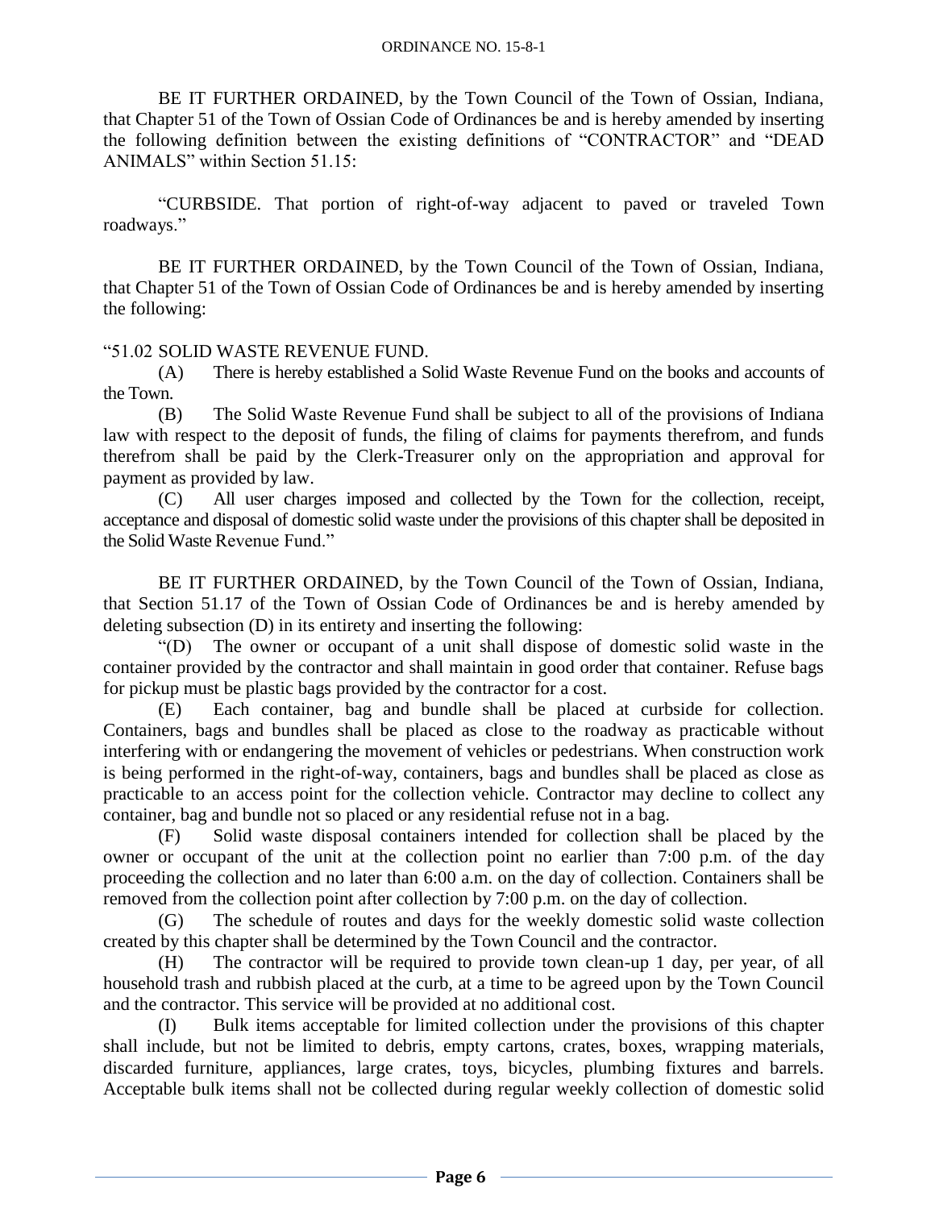BE IT FURTHER ORDAINED, by the Town Council of the Town of Ossian, Indiana, that Chapter 51 of the Town of Ossian Code of Ordinances be and is hereby amended by inserting the following definition between the existing definitions of "CONTRACTOR" and "DEAD ANIMALS" within Section 51.15:

"CURBSIDE. That portion of right-of-way adjacent to paved or traveled Town roadways."

BE IT FURTHER ORDAINED, by the Town Council of the Town of Ossian, Indiana, that Chapter 51 of the Town of Ossian Code of Ordinances be and is hereby amended by inserting the following:

"51.02 SOLID WASTE REVENUE FUND.

(A) There is hereby established a Solid Waste Revenue Fund on the books and accounts of the Town.

(B) The Solid Waste Revenue Fund shall be subject to all of the provisions of Indiana law with respect to the deposit of funds, the filing of claims for payments therefrom, and funds therefrom shall be paid by the Clerk-Treasurer only on the appropriation and approval for payment as provided by law.

(C) All user charges imposed and collected by the Town for the collection, receipt, acceptance and disposal of domestic solid waste under the provisions of this chapter shall be deposited in the Solid Waste Revenue Fund."

BE IT FURTHER ORDAINED, by the Town Council of the Town of Ossian, Indiana, that Section 51.17 of the Town of Ossian Code of Ordinances be and is hereby amended by deleting subsection (D) in its entirety and inserting the following:

"(D) The owner or occupant of a unit shall dispose of domestic solid waste in the container provided by the contractor and shall maintain in good order that container. Refuse bags for pickup must be plastic bags provided by the contractor for a cost.

(E) Each container, bag and bundle shall be placed at curbside for collection. Containers, bags and bundles shall be placed as close to the roadway as practicable without interfering with or endangering the movement of vehicles or pedestrians. When construction work is being performed in the right-of-way, containers, bags and bundles shall be placed as close as practicable to an access point for the collection vehicle. Contractor may decline to collect any container, bag and bundle not so placed or any residential refuse not in a bag.

(F) Solid waste disposal containers intended for collection shall be placed by the owner or occupant of the unit at the collection point no earlier than 7:00 p.m. of the day proceeding the collection and no later than 6:00 a.m. on the day of collection. Containers shall be removed from the collection point after collection by 7:00 p.m. on the day of collection.

(G) The schedule of routes and days for the weekly domestic solid waste collection created by this chapter shall be determined by the Town Council and the contractor.

(H) The contractor will be required to provide town clean-up 1 day, per year, of all household trash and rubbish placed at the curb, at a time to be agreed upon by the Town Council and the contractor. This service will be provided at no additional cost.

(I) Bulk items acceptable for limited collection under the provisions of this chapter shall include, but not be limited to debris, empty cartons, crates, boxes, wrapping materials, discarded furniture, appliances, large crates, toys, bicycles, plumbing fixtures and barrels. Acceptable bulk items shall not be collected during regular weekly collection of domestic solid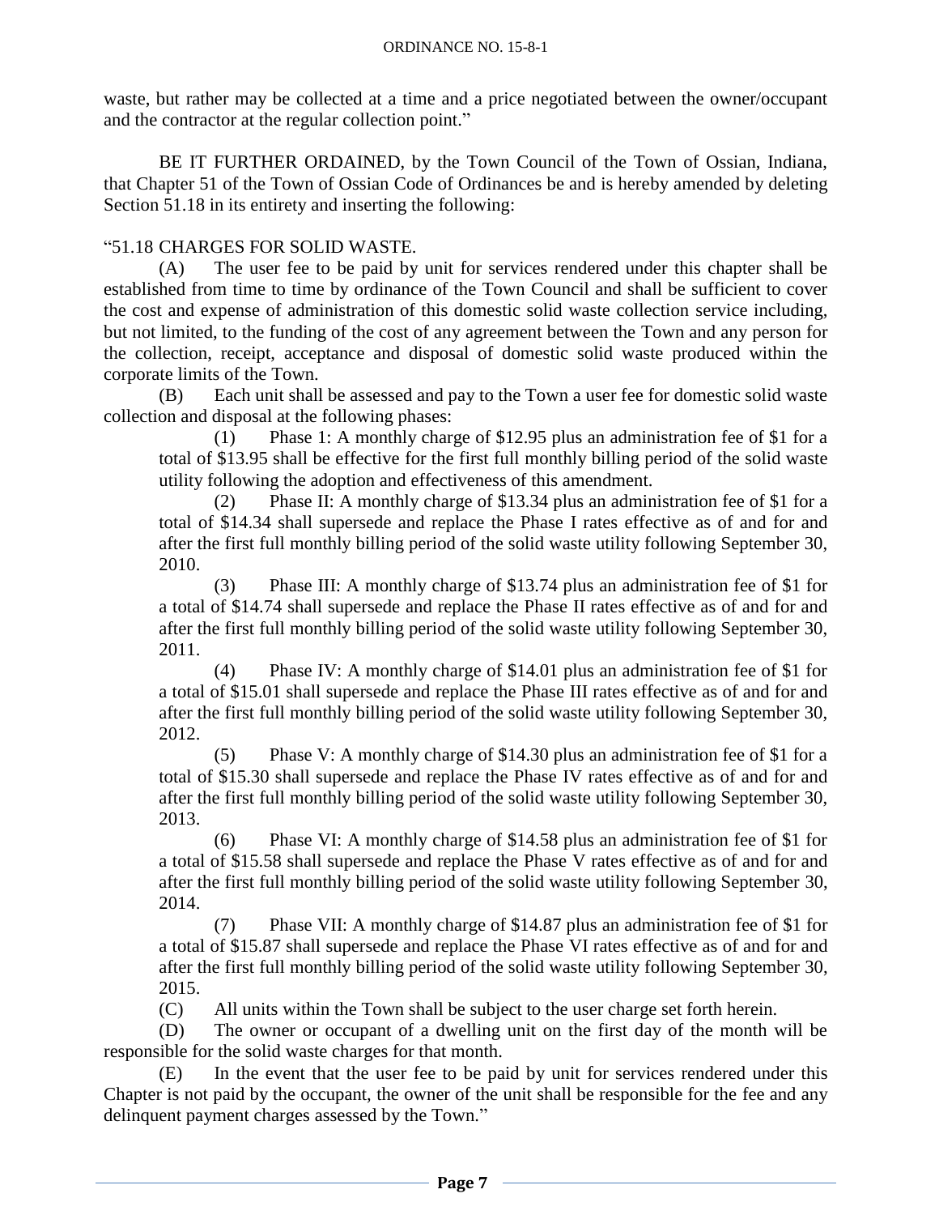waste, but rather may be collected at a time and a price negotiated between the owner/occupant and the contractor at the regular collection point."

BE IT FURTHER ORDAINED, by the Town Council of the Town of Ossian, Indiana, that Chapter 51 of the Town of Ossian Code of Ordinances be and is hereby amended by deleting Section 51.18 in its entirety and inserting the following:

"51.18 CHARGES FOR SOLID WASTE.

(A) The user fee to be paid by unit for services rendered under this chapter shall be established from time to time by ordinance of the Town Council and shall be sufficient to cover the cost and expense of administration of this domestic solid waste collection service including, but not limited, to the funding of the cost of any agreement between the Town and any person for the collection, receipt, acceptance and disposal of domestic solid waste produced within the corporate limits of the Town.

(B) Each unit shall be assessed and pay to the Town a user fee for domestic solid waste collection and disposal at the following phases:

(1) Phase 1: A monthly charge of $12.95 plus an administration fee of $1 for a total of $13.95 shall be effective for the first full monthly billing period of the solid waste utility following the adoption and effectiveness of this amendment.

(2) Phase II: A monthly charge of $13.34 plus an administration fee of $1 for a total of $14.34 shall supersede and replace the Phase I rates effective as of and for and after the first full monthly billing period of the solid waste utility following September 30, 2010.

(3) Phase III: A monthly charge of $13.74 plus an administration fee of $1 for a total of $14.74 shall supersede and replace the Phase II rates effective as of and for and after the first full monthly billing period of the solid waste utility following September 30, 2011.

(4) Phase IV: A monthly charge of $14.01 plus an administration fee of $1 for a total of $15.01 shall supersede and replace the Phase III rates effective as of and for and after the first full monthly billing period of the solid waste utility following September 30, 2012.

(5) Phase V: A monthly charge of $14.30 plus an administration fee of $1 for a total of $15.30 shall supersede and replace the Phase IV rates effective as of and for and after the first full monthly billing period of the solid waste utility following September 30, 2013.

(6) Phase VI: A monthly charge of $14.58 plus an administration fee of $1 for a total of $15.58 shall supersede and replace the Phase V rates effective as of and for and after the first full monthly billing period of the solid waste utility following September 30, 2014.

(7) Phase VII: A monthly charge of $14.87 plus an administration fee of $1 for a total of $15.87 shall supersede and replace the Phase VI rates effective as of and for and after the first full monthly billing period of the solid waste utility following September 30, 2015.

(C) All units within the Town shall be subject to the user charge set forth herein.

(D) The owner or occupant of a dwelling unit on the first day of the month will be responsible for the solid waste charges for that month.

(E) In the event that the user fee to be paid by unit for services rendered under this Chapter is not paid by the occupant, the owner of the unit shall be responsible for the fee and any delinquent payment charges assessed by the Town."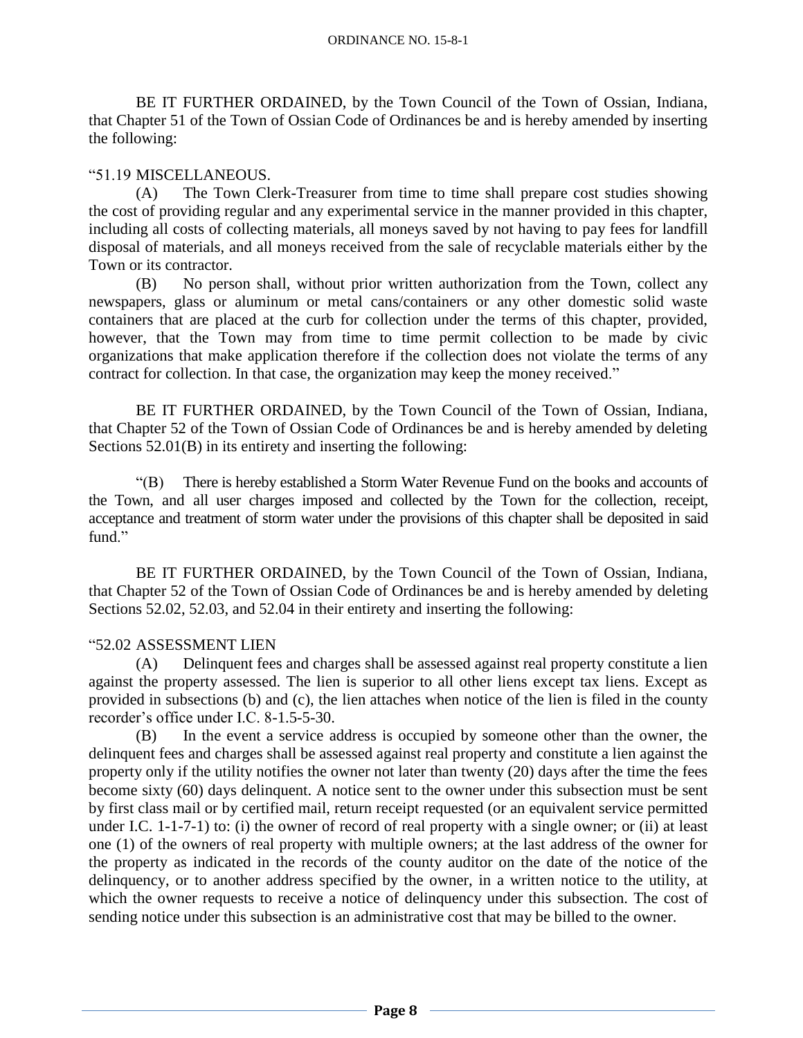BE IT FURTHER ORDAINED, by the Town Council of the Town of Ossian, Indiana, that Chapter 51 of the Town of Ossian Code of Ordinances be and is hereby amended by inserting the following:

"51.19 MISCELLANEOUS.

(A) The Town Clerk-Treasurer from time to time shall prepare cost studies showing the cost of providing regular and any experimental service in the manner provided in this chapter, including all costs of collecting materials, all moneys saved by not having to pay fees for landfill disposal of materials, and all moneys received from the sale of recyclable materials either by the Town or its contractor.

(B) No person shall, without prior written authorization from the Town, collect any newspapers, glass or aluminum or metal cans/containers or any other domestic solid waste containers that are placed at the curb for collection under the terms of this chapter, provided, however, that the Town may from time to time permit collection to be made by civic organizations that make application therefore if the collection does not violate the terms of any contract for collection. In that case, the organization may keep the money received."

BE IT FURTHER ORDAINED, by the Town Council of the Town of Ossian, Indiana, that Chapter 52 of the Town of Ossian Code of Ordinances be and is hereby amended by deleting Sections 52.01(B) in its entirety and inserting the following:

"(B) There is hereby established a Storm Water Revenue Fund on the books and accounts of the Town, and all user charges imposed and collected by the Town for the collection, receipt, acceptance and treatment of storm water under the provisions of this chapter shall be deposited in said fund."

BE IT FURTHER ORDAINED, by the Town Council of the Town of Ossian, Indiana, that Chapter 52 of the Town of Ossian Code of Ordinances be and is hereby amended by deleting Sections 52.02, 52.03, and 52.04 in their entirety and inserting the following:

"52.02 ASSESSMENT LIEN

(A) Delinquent fees and charges shall be assessed against real property constitute a lien against the property assessed. The lien is superior to all other liens except tax liens. Except as provided in subsections (b) and (c), the lien attaches when notice of the lien is filed in the county recorder's office under I.C. 8-1.5-5-30.

(B) In the event a service address is occupied by someone other than the owner, the delinquent fees and charges shall be assessed against real property and constitute a lien against the property only if the utility notifies the owner not later than twenty (20) days after the time the fees become sixty (60) days delinquent. A notice sent to the owner under this subsection must be sent by first class mail or by certified mail, return receipt requested (or an equivalent service permitted under I.C. 1-1-7-1) to: (i) the owner of record of real property with a single owner; or (ii) at least one (1) of the owners of real property with multiple owners; at the last address of the owner for the property as indicated in the records of the county auditor on the date of the notice of the delinquency, or to another address specified by the owner, in a written notice to the utility, at which the owner requests to receive a notice of delinquency under this subsection. The cost of sending notice under this subsection is an administrative cost that may be billed to the owner.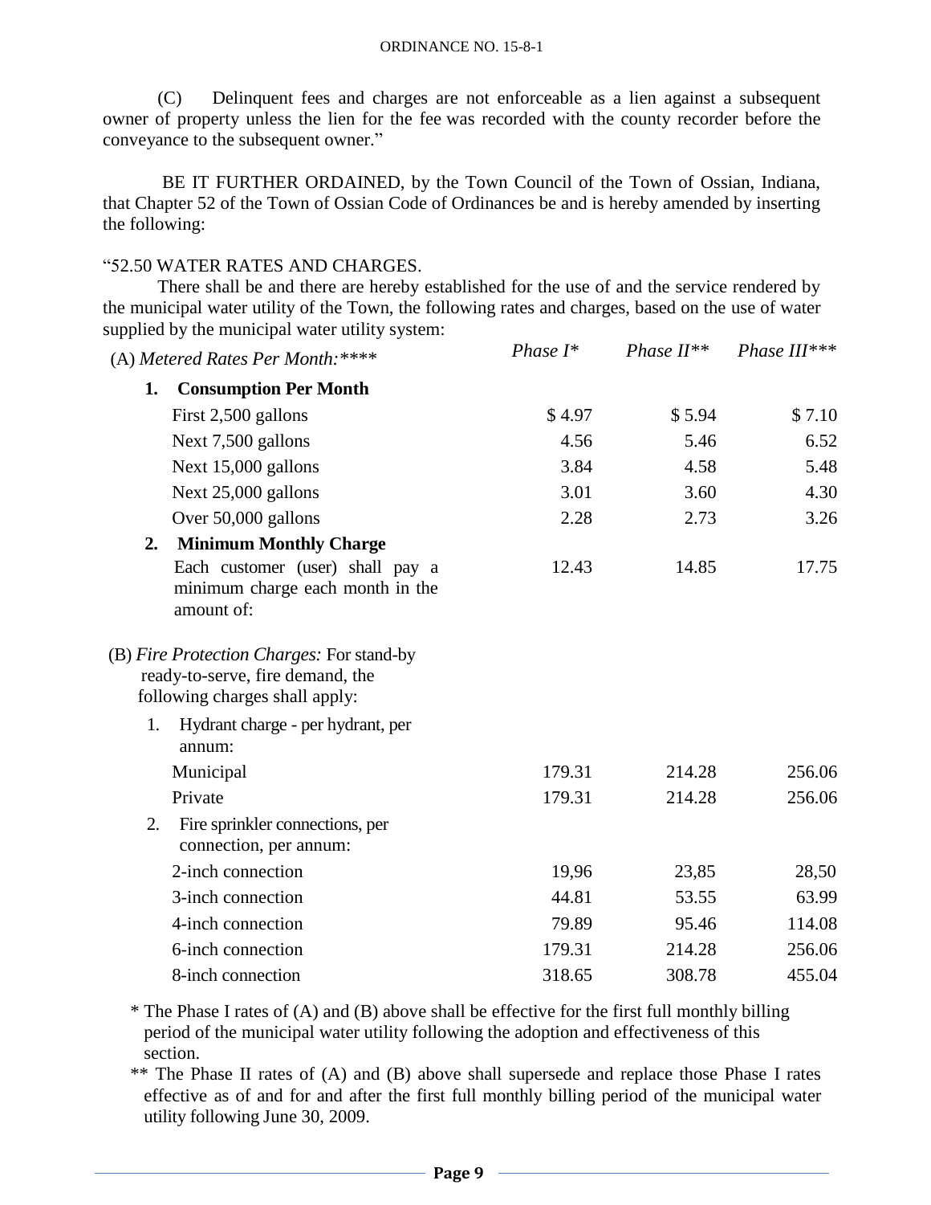(C) Delinquent fees and charges are not enforceable as a lien against a subsequent owner of property unless the lien for the fee was recorded with the county recorder before the conveyance to the subsequent owner."

BE IT FURTHER ORDAINED, by the Town Council of the Town of Ossian, Indiana, that Chapter 52 of the Town of Ossian Code of Ordinances be and is hereby amended by inserting the following:

"52.50 WATER RATES AND CHARGES.

There shall be and there are hereby established for the use of and the service rendered by the municipal water utility of the Town, the following rates and charges, based on the use of water supplied by the municipal water utility system:

| (A) *Metered Rates Per Month:\*\*\*\** | *Phase I\** | *Phase II\*\** | *Phase III\*\*\** |
|---|---|---|---|
| **1. Consumption Per Month** | | | |
| First 2,500 gallons | $ 4.97 | $ 5.94 | $ 7.10 |
| Next 7,500 gallons | 4.56 | 5.46 | 6.52 |
| Next 15,000 gallons | 3.84 | 4.58 | 5.48 |
| Next 25,000 gallons | 3.01 | 3.60 | 4.30 |
| Over 50,000 gallons | 2.28 | 2.73 | 3.26 |
| **2. Minimum Monthly Charge** | | | |
| Each customer (user) shall pay a minimum charge each month in the amount of: | 12.43 | 14.85 | 17.75 |
| (B) *Fire Protection Charges:* For stand-by ready-to-serve, fire demand, the following charges shall apply: | | | |
| 1. Hydrant charge - per hydrant, per annum: | | | |
| Municipal | 179.31 | 214.28 | 256.06 |
| Private | 179.31 | 214.28 | 256.06 |
| 2. Fire sprinkler connections, per connection, per annum: | | | |
| 2-inch connection | 19,96 | 23,85 | 28,50 |
| 3-inch connection | 44.81 | 53.55 | 63.99 |
| 4-inch connection | 79.89 | 95.46 | 114.08 |
| 6-inch connection | 179.31 | 214.28 | 256.06 |
| 8-inch connection | 318.65 | 308.78 | 455.04 |

\* The Phase I rates of (A) and (B) above shall be effective for the first full monthly billing period of the municipal water utility following the adoption and effectiveness of this section.

\*\* The Phase II rates of (A) and (B) above shall supersede and replace those Phase I rates effective as of and for and after the first full monthly billing period of the municipal water utility following June 30, 2009.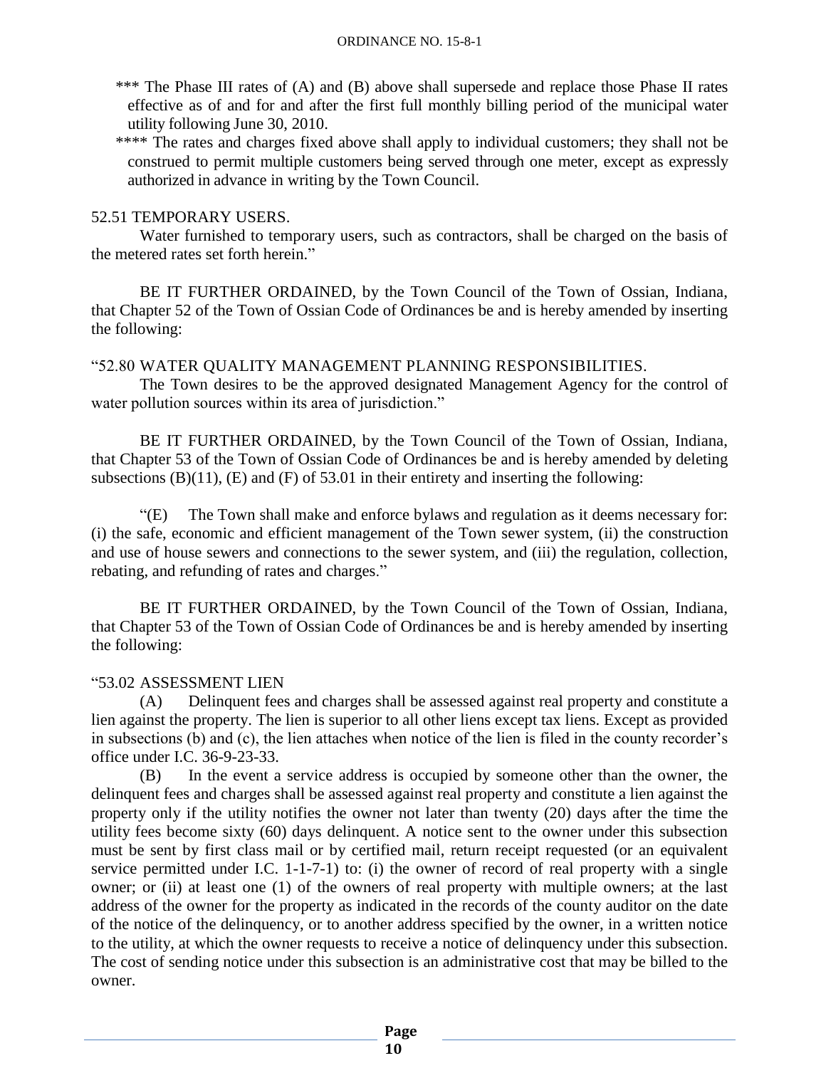\*\*\* The Phase III rates of (A) and (B) above shall supersede and replace those Phase II rates effective as of and for and after the first full monthly billing period of the municipal water utility following June 30, 2010.

\*\*\*\* The rates and charges fixed above shall apply to individual customers; they shall not be construed to permit multiple customers being served through one meter, except as expressly authorized in advance in writing by the Town Council.

52.51 TEMPORARY USERS.

Water furnished to temporary users, such as contractors, shall be charged on the basis of the metered rates set forth herein."

BE IT FURTHER ORDAINED, by the Town Council of the Town of Ossian, Indiana, that Chapter 52 of the Town of Ossian Code of Ordinances be and is hereby amended by inserting the following:

"52.80 WATER QUALITY MANAGEMENT PLANNING RESPONSIBILITIES.

The Town desires to be the approved designated Management Agency for the control of water pollution sources within its area of jurisdiction."

BE IT FURTHER ORDAINED, by the Town Council of the Town of Ossian, Indiana, that Chapter 53 of the Town of Ossian Code of Ordinances be and is hereby amended by deleting subsections (B)(11), (E) and (F) of 53.01 in their entirety and inserting the following:

"(E) The Town shall make and enforce bylaws and regulation as it deems necessary for: (i) the safe, economic and efficient management of the Town sewer system, (ii) the construction and use of house sewers and connections to the sewer system, and (iii) the regulation, collection, rebating, and refunding of rates and charges."

BE IT FURTHER ORDAINED, by the Town Council of the Town of Ossian, Indiana, that Chapter 53 of the Town of Ossian Code of Ordinances be and is hereby amended by inserting the following:

"53.02 ASSESSMENT LIEN

(A) Delinquent fees and charges shall be assessed against real property and constitute a lien against the property. The lien is superior to all other liens except tax liens. Except as provided in subsections (b) and (c), the lien attaches when notice of the lien is filed in the county recorder's office under I.C. 36-9-23-33.

(B) In the event a service address is occupied by someone other than the owner, the delinquent fees and charges shall be assessed against real property and constitute a lien against the property only if the utility notifies the owner not later than twenty (20) days after the time the utility fees become sixty (60) days delinquent. A notice sent to the owner under this subsection must be sent by first class mail or by certified mail, return receipt requested (or an equivalent service permitted under I.C. 1-1-7-1) to: (i) the owner of record of real property with a single owner; or (ii) at least one (1) of the owners of real property with multiple owners; at the last address of the owner for the property as indicated in the records of the county auditor on the date of the notice of the delinquency, or to another address specified by the owner, in a written notice to the utility, at which the owner requests to receive a notice of delinquency under this subsection. The cost of sending notice under this subsection is an administrative cost that may be billed to the owner.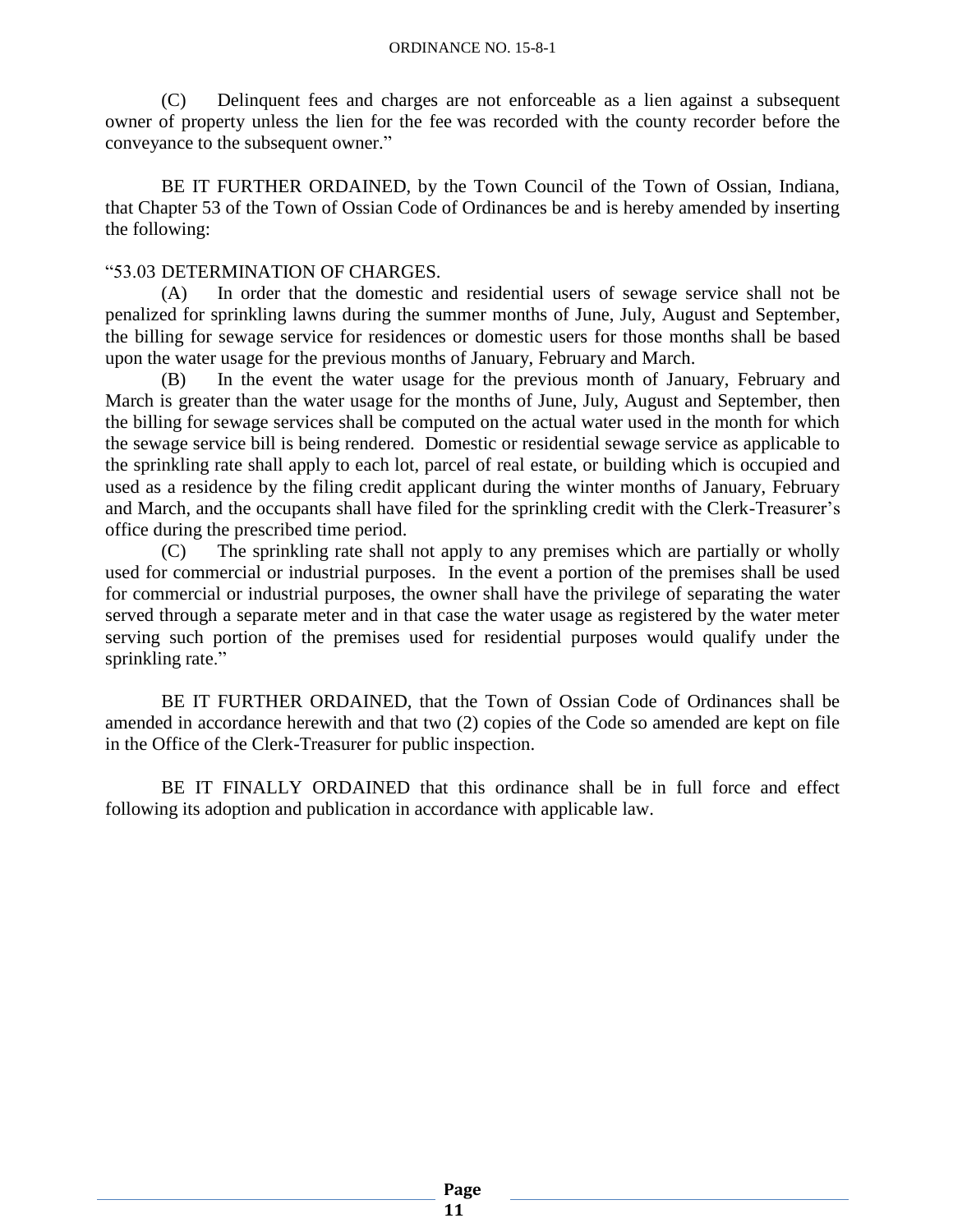(C) Delinquent fees and charges are not enforceable as a lien against a subsequent owner of property unless the lien for the fee was recorded with the county recorder before the conveyance to the subsequent owner."

BE IT FURTHER ORDAINED, by the Town Council of the Town of Ossian, Indiana, that Chapter 53 of the Town of Ossian Code of Ordinances be and is hereby amended by inserting the following:

"53.03 DETERMINATION OF CHARGES.

(A) In order that the domestic and residential users of sewage service shall not be penalized for sprinkling lawns during the summer months of June, July, August and September, the billing for sewage service for residences or domestic users for those months shall be based upon the water usage for the previous months of January, February and March.

(B) In the event the water usage for the previous month of January, February and March is greater than the water usage for the months of June, July, August and September, then the billing for sewage services shall be computed on the actual water used in the month for which the sewage service bill is being rendered. Domestic or residential sewage service as applicable to the sprinkling rate shall apply to each lot, parcel of real estate, or building which is occupied and used as a residence by the filing credit applicant during the winter months of January, February and March, and the occupants shall have filed for the sprinkling credit with the Clerk-Treasurer's office during the prescribed time period.

(C) The sprinkling rate shall not apply to any premises which are partially or wholly used for commercial or industrial purposes. In the event a portion of the premises shall be used for commercial or industrial purposes, the owner shall have the privilege of separating the water served through a separate meter and in that case the water usage as registered by the water meter serving such portion of the premises used for residential purposes would qualify under the sprinkling rate."

BE IT FURTHER ORDAINED, that the Town of Ossian Code of Ordinances shall be amended in accordance herewith and that two (2) copies of the Code so amended are kept on file in the Office of the Clerk-Treasurer for public inspection.

BE IT FINALLY ORDAINED that this ordinance shall be in full force and effect following its adoption and publication in accordance with applicable law.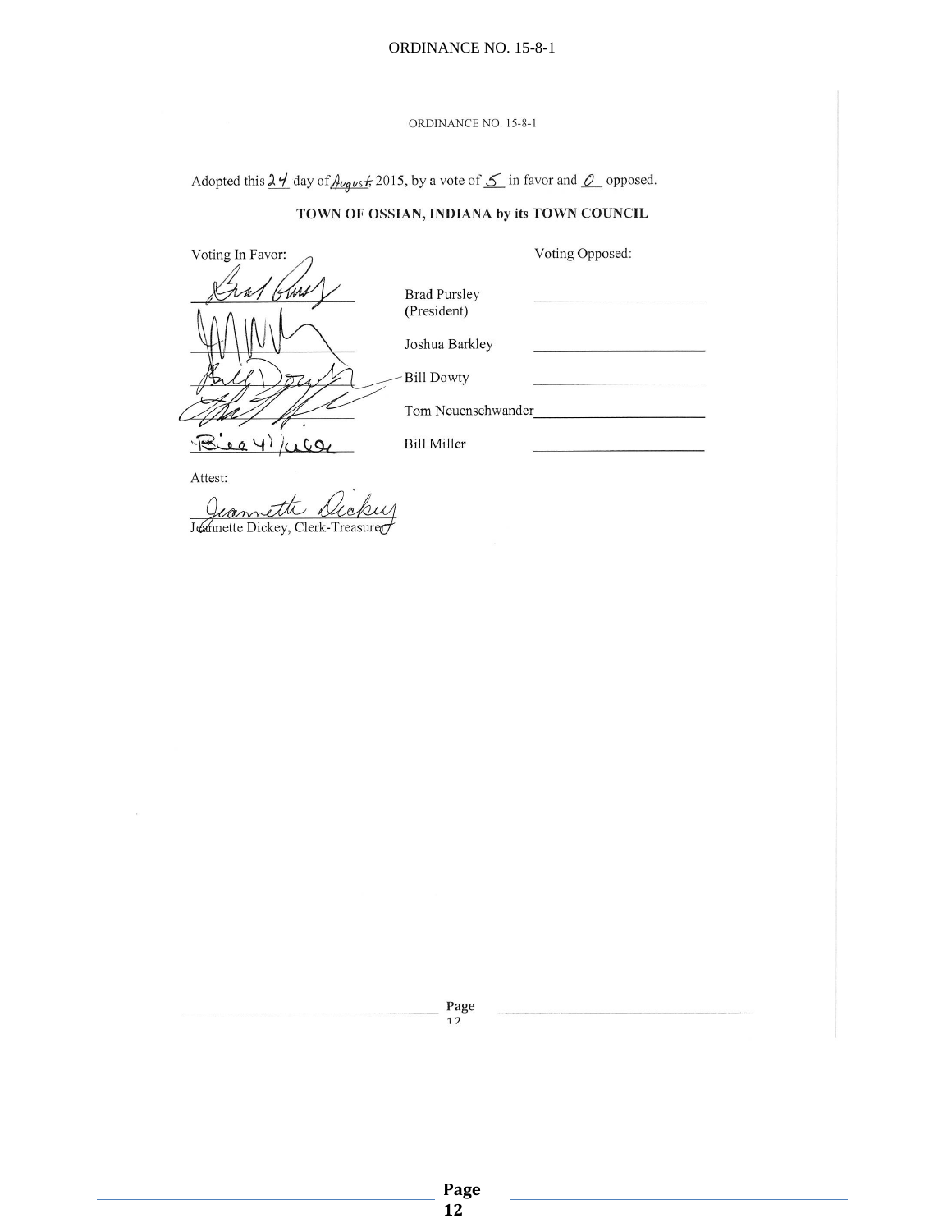ORDINANCE NO. 15-8-1

Adopted this 24 day of August, 2015, by a vote of 5 in favor and 0 opposed.

**TOWN OF OSSIAN, INDIANA by its TOWN COUNCIL**

| Voting In Favor: | | Voting Opposed: |
|---|---|---|
| [signature] | Brad Pursley (President) | |
| [signature] | Joshua Barkley | |
| [signature] | Bill Dowty | |
| [signature] | Tom Neuenschwander | |
| [signature] | Bill Miller | |

Attest:

[signature]
Jeannette Dickey, Clerk-Treasurer